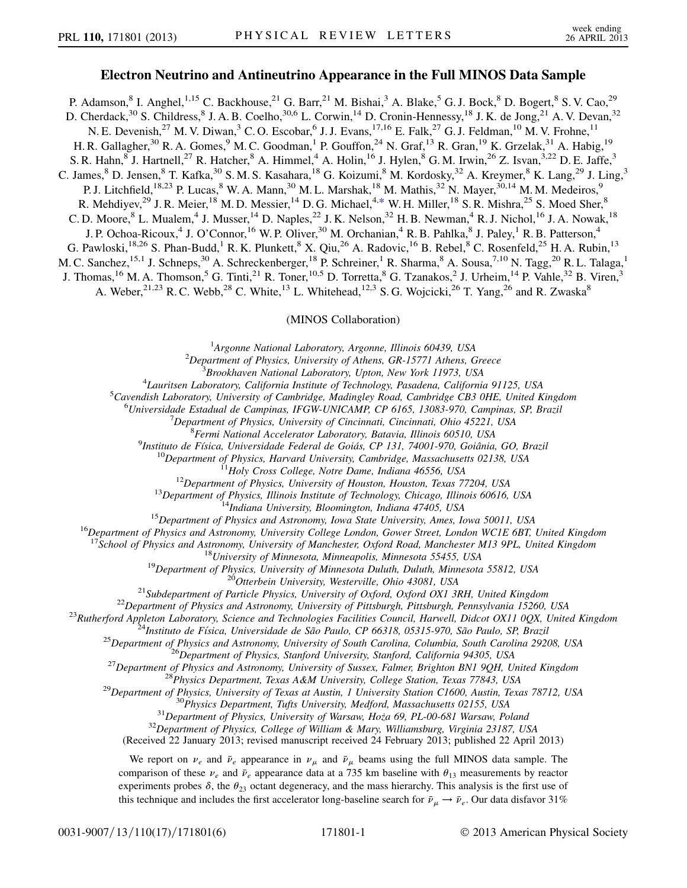# Electron Neutrino and Antineutrino Appearance in the Full MINOS Data Sample

P. Adamson,[8] I. Anghel,[1,15] C. Backhouse,[21] G. Barr,[21] M. Bishai,[3] A. Blake,[5] G. J. Bock,[8] D. Bogert,[8] S. V. Cao,[29] D. Cherdack,[30] S. Childress,[8] J. A. B. Coelho,[30,6] L. Corwin,[14] D. Cronin-Hennessy,[18] J. K. de Jong,[21] A. V. Devan,[32] N. E. Devenish,[27] M. V. Diwan,[3] C. O. Escobar,[6] J. J. Evans,[17,16] E. Falk,[27] G. J. Feldman,[10] M. V. Frohne,[11] H. R. Gallagher,[30] R. A. Gomes,[9] M. C. Goodman,[1] P. Gouffon,[24] N. Graf,[13] R. Gran,[19] K. Grzelak,[31] A. Habig,[19] S. R. Hahn,[8] J. Hartnell,[27] R. Hatcher,[8] A. Himmel,[4] A. Holin,[16] J. Hylen,[8] G. M. Irwin,[26] Z. Isvan,[3,22] D. E. Jaffe,[3] C. James,[8] D. Jensen,[8] T. Kafka,[30] S. M. S. Kasahara,[18] G. Koizumi,[8] M. Kordosky,[32] A. Kreymer,[8] K. Lang,[29] J. Ling,[3] P. J. Litchfield,[18,23] P. Lucas,[8] W. A. Mann,[30] M. L. Marshak,[18] M. Mathis,[32] N. Mayer,[30,14] M. M. Medeiros,[9] R. Mehdiyev,[29] J. R. Meier,[18] M. D. Messier,[14] D. G. Michael,[4,*] W. H. Miller,[18] S. R. Mishra,[25] S. Moed Sher,[8] C. D. Moore,[8] L. Mualem,[4] J. Musser,[14] D. Naples,[22] J. K. Nelson,[32] H. B. Newman,[4] R. J. Nichol,[16] J. A. Nowak,[18] J. P. Ochoa-Ricoux,[4] J. O'Connor,[16] W. P. Oliver,[30] M. Orchanian,[4] R. B. Pahlka,[8] J. Paley,[1] R. B. Patterson,[4] G. Pawloski,[18,26] S. Phan-Budd,[1] R. K. Plunkett,[8] X. Qiu,[26] A. Radovic,[16] B. Rebel,[8] C. Rosenfeld,[25] H. A. Rubin,[13] M. C. Sanchez,[15,1] J. Schneps,[30] A. Schreckenberger,[18] P. Schreiner,[1] R. Sharma,[8] A. Sousa,[7,10] N. Tagg,[20] R. L. Talaga,[1] J. Thomas,[16] M. A. Thomson,[5] G. Tinti,[21] R. Toner,[10,5] D. Torretta,[8] G. Tzanakos,[2] J. Urheim,[14] P. Vahle,[32] B. Viren,[3] A. Weber,[21,23] R. C. Webb,[28] C. White,[13] L. Whitehead,[12,3] S. G. Wojcicki,[26] T. Yang,[26] and R. Zwaska[8]

(MINOS Collaboration)

[1]*Argonne National Laboratory, Argonne, Illinois 60439, USA*
[2]*Department of Physics, University of Athens, GR-15771 Athens, Greece*
[3]*Brookhaven National Laboratory, Upton, New York 11973, USA*
[4]*Lauritsen Laboratory, California Institute of Technology, Pasadena, California 91125, USA*
[5]*Cavendish Laboratory, University of Cambridge, Madingley Road, Cambridge CB3 0HE, United Kingdom*
[6]*Universidade Estadual de Campinas, IFGW-UNICAMP, CP 6165, 13083-970, Campinas, SP, Brazil*
[7]*Department of Physics, University of Cincinnati, Cincinnati, Ohio 45221, USA*
[8]*Fermi National Accelerator Laboratory, Batavia, Illinois 60510, USA*
[9]*Instituto de Física, Universidade Federal de Goiás, CP 131, 74001-970, Goiânia, GO, Brazil*
[10]*Department of Physics, Harvard University, Cambridge, Massachusetts 02138, USA*
[11]*Holy Cross College, Notre Dame, Indiana 46556, USA*
[12]*Department of Physics, University of Houston, Houston, Texas 77204, USA*
[13]*Department of Physics, Illinois Institute of Technology, Chicago, Illinois 60616, USA*
[14]*Indiana University, Bloomington, Indiana 47405, USA*
[15]*Department of Physics and Astronomy, Iowa State University, Ames, Iowa 50011, USA*
[16]*Department of Physics and Astronomy, University College London, Gower Street, London WC1E 6BT, United Kingdom*
[17]*School of Physics and Astronomy, University of Manchester, Oxford Road, Manchester M13 9PL, United Kingdom*
[18]*University of Minnesota, Minneapolis, Minnesota 55455, USA*
[19]*Department of Physics, University of Minnesota Duluth, Duluth, Minnesota 55812, USA*
[20]*Otterbein University, Westerville, Ohio 43081, USA*
[21]*Subdepartment of Particle Physics, University of Oxford, Oxford OX1 3RH, United Kingdom*
[22]*Department of Physics and Astronomy, University of Pittsburgh, Pittsburgh, Pennsylvania 15260, USA*
[23]*Rutherford Appleton Laboratory, Science and Technologies Facilities Council, Harwell, Didcot OX11 0QX, United Kingdom*
[24]*Instituto de Física, Universidade de São Paulo, CP 66318, 05315-970, São Paulo, SP, Brazil*
[25]*Department of Physics and Astronomy, University of South Carolina, Columbia, South Carolina 29208, USA*
[26]*Department of Physics, Stanford University, Stanford, California 94305, USA*
[27]*Department of Physics and Astronomy, University of Sussex, Falmer, Brighton BN1 9QH, United Kingdom*
[28]*Physics Department, Texas A&M University, College Station, Texas 77843, USA*
[29]*Department of Physics, University of Texas at Austin, 1 University Station C1600, Austin, Texas 78712, USA*
[30]*Physics Department, Tufts University, Medford, Massachusetts 02155, USA*
[31]*Department of Physics, University of Warsaw, Hoża 69, PL-00-681 Warsaw, Poland*
[32]*Department of Physics, College of William & Mary, Williamsburg, Virginia 23187, USA*

(Received 22 January 2013; revised manuscript received 24 February 2013; published 22 April 2013)

We report on $\nu_e$ and $\bar{\nu}_e$ appearance in $\nu_\mu$ and $\bar{\nu}_\mu$ beams using the full MINOS data sample. The comparison of these $\nu_e$ and $\bar{\nu}_e$ appearance data at a 735 km baseline with $\theta_{13}$ measurements by reactor experiments probes $\delta$, the $\theta_{23}$ octant degeneracy, and the mass hierarchy. This analysis is the first use of this technique and includes the first accelerator long-baseline search for $\bar{\nu}_\mu \rightarrow \bar{\nu}_e$. Our data disfavor 31%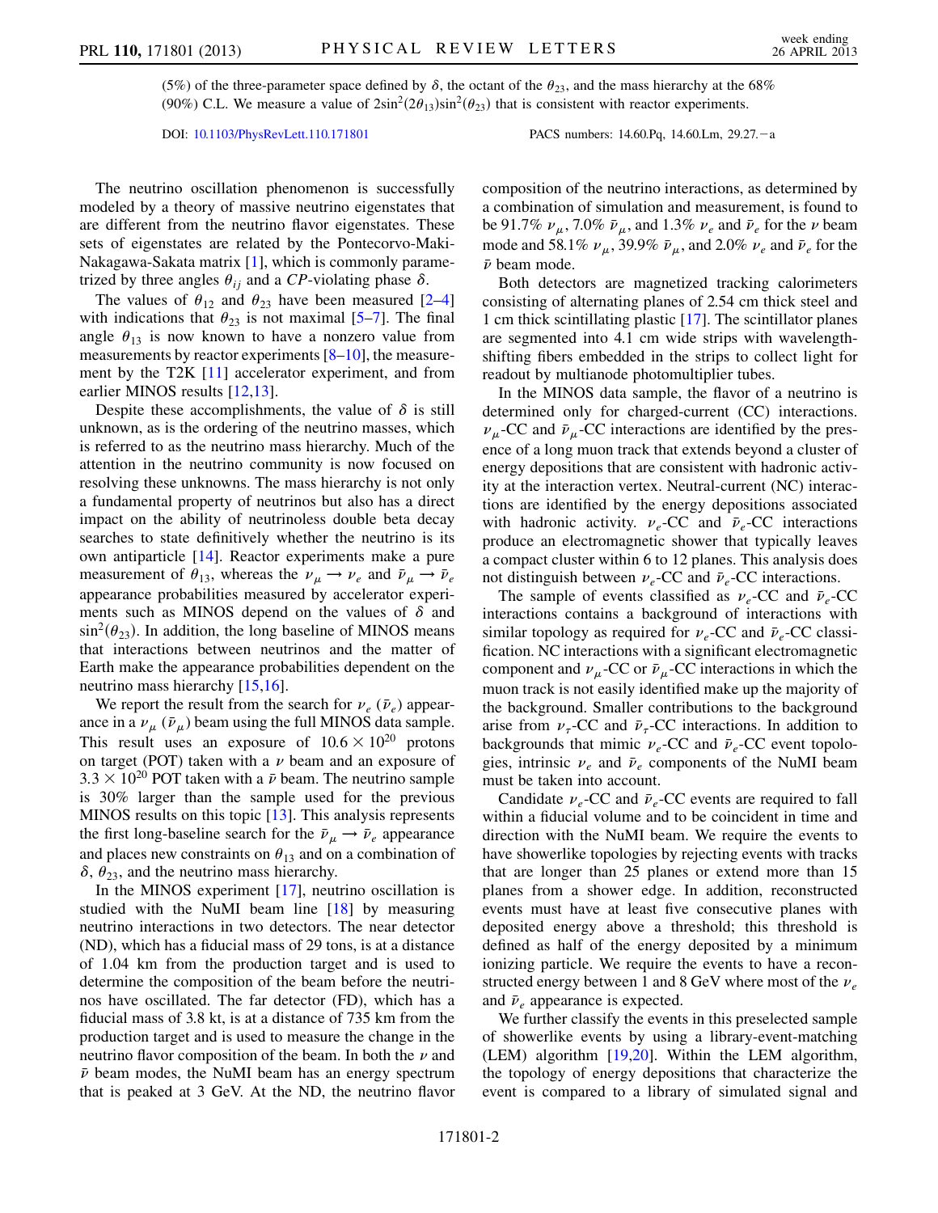(5%) of the three-parameter space defined by $\delta$, the octant of the $\theta_{23}$, and the mass hierarchy at the 68% (90%) C.L. We measure a value of $2\sin^2(2\theta_{13})\sin^2(\theta_{23})$ that is consistent with reactor experiments.

DOI: 10.1103/PhysRevLett.110.171801 PACS numbers: 14.60.Pq, 14.60.Lm, 29.27.−a

The neutrino oscillation phenomenon is successfully modeled by a theory of massive neutrino eigenstates that are different from the neutrino flavor eigenstates. These sets of eigenstates are related by the Pontecorvo-Maki-Nakagawa-Sakata matrix [1], which is commonly parametrized by three angles $\theta_{ij}$ and a $CP$-violating phase $\delta$.

The values of $\theta_{12}$ and $\theta_{23}$ have been measured [2–4] with indications that $\theta_{23}$ is not maximal [5–7]. The final angle $\theta_{13}$ is now known to have a nonzero value from measurements by reactor experiments [8–10], the measurement by the T2K [11] accelerator experiment, and from earlier MINOS results [12,13].

Despite these accomplishments, the value of $\delta$ is still unknown, as is the ordering of the neutrino masses, which is referred to as the neutrino mass hierarchy. Much of the attention in the neutrino community is now focused on resolving these unknowns. The mass hierarchy is not only a fundamental property of neutrinos but also has a direct impact on the ability of neutrinoless double beta decay searches to state definitively whether the neutrino is its own antiparticle [14]. Reactor experiments make a pure measurement of $\theta_{13}$, whereas the $\nu_\mu \to \nu_e$ and $\bar{\nu}_\mu \to \bar{\nu}_e$ appearance probabilities measured by accelerator experiments such as MINOS depend on the values of $\delta$ and $\sin^2(\theta_{23})$. In addition, the long baseline of MINOS means that interactions between neutrinos and the matter of Earth make the appearance probabilities dependent on the neutrino mass hierarchy [15,16].

We report the result from the search for $\nu_e$ ($\bar{\nu}_e$) appearance in a $\nu_\mu$ ($\bar{\nu}_\mu$) beam using the full MINOS data sample. This result uses an exposure of $10.6 \times 10^{20}$ protons on target (POT) taken with a $\nu$ beam and an exposure of $3.3 \times 10^{20}$ POT taken with a $\bar{\nu}$ beam. The neutrino sample is 30% larger than the sample used for the previous MINOS results on this topic [13]. This analysis represents the first long-baseline search for the $\bar{\nu}_\mu \to \bar{\nu}_e$ appearance and places new constraints on $\theta_{13}$ and on a combination of $\delta$, $\theta_{23}$, and the neutrino mass hierarchy.

In the MINOS experiment [17], neutrino oscillation is studied with the NuMI beam line [18] by measuring neutrino interactions in two detectors. The near detector (ND), which has a fiducial mass of 29 tons, is at a distance of 1.04 km from the production target and is used to determine the composition of the beam before the neutrinos have oscillated. The far detector (FD), which has a fiducial mass of 3.8 kt, is at a distance of 735 km from the production target and is used to measure the change in the neutrino flavor composition of the beam. In both the $\nu$ and $\bar{\nu}$ beam modes, the NuMI beam has an energy spectrum that is peaked at 3 GeV. At the ND, the neutrino flavor composition of the neutrino interactions, as determined by a combination of simulation and measurement, is found to be 91.7% $\nu_\mu$, 7.0% $\bar{\nu}_\mu$, and 1.3% $\nu_e$ and $\bar{\nu}_e$ for the $\nu$ beam mode and 58.1% $\nu_\mu$, 39.9% $\bar{\nu}_\mu$, and 2.0% $\nu_e$ and $\bar{\nu}_e$ for the $\bar{\nu}$ beam mode.

Both detectors are magnetized tracking calorimeters consisting of alternating planes of 2.54 cm thick steel and 1 cm thick scintillating plastic [17]. The scintillator planes are segmented into 4.1 cm wide strips with wavelength-shifting fibers embedded in the strips to collect light for readout by multianode photomultiplier tubes.

In the MINOS data sample, the flavor of a neutrino is determined only for charged-current (CC) interactions. $\nu_\mu$-CC and $\bar{\nu}_\mu$-CC interactions are identified by the presence of a long muon track that extends beyond a cluster of energy depositions that are consistent with hadronic activity at the interaction vertex. Neutral-current (NC) interactions are identified by the energy depositions associated with hadronic activity. $\nu_e$-CC and $\bar{\nu}_e$-CC interactions produce an electromagnetic shower that typically leaves a compact cluster within 6 to 12 planes. This analysis does not distinguish between $\nu_e$-CC and $\bar{\nu}_e$-CC interactions.

The sample of events classified as $\nu_e$-CC and $\bar{\nu}_e$-CC interactions contains a background of interactions with similar topology as required for $\nu_e$-CC and $\bar{\nu}_e$-CC classification. NC interactions with a significant electromagnetic component and $\nu_\mu$-CC or $\bar{\nu}_\mu$-CC interactions in which the muon track is not easily identified make up the majority of the background. Smaller contributions to the background arise from $\nu_\tau$-CC and $\bar{\nu}_\tau$-CC interactions. In addition to backgrounds that mimic $\nu_e$-CC and $\bar{\nu}_e$-CC event topologies, intrinsic $\nu_e$ and $\bar{\nu}_e$ components of the NuMI beam must be taken into account.

Candidate $\nu_e$-CC and $\bar{\nu}_e$-CC events are required to fall within a fiducial volume and to be coincident in time and direction with the NuMI beam. We require the events to have showerlike topologies by rejecting events with tracks that are longer than 25 planes or extend more than 15 planes from a shower edge. In addition, reconstructed events must have at least five consecutive planes with deposited energy above a threshold; this threshold is defined as half of the energy deposited by a minimum ionizing particle. We require the events to have a reconstructed energy between 1 and 8 GeV where most of the $\nu_e$ and $\bar{\nu}_e$ appearance is expected.

We further classify the events in this preselected sample of showerlike events by using a library-event-matching (LEM) algorithm [19,20]. Within the LEM algorithm, the topology of energy depositions that characterize the event is compared to a library of simulated signal and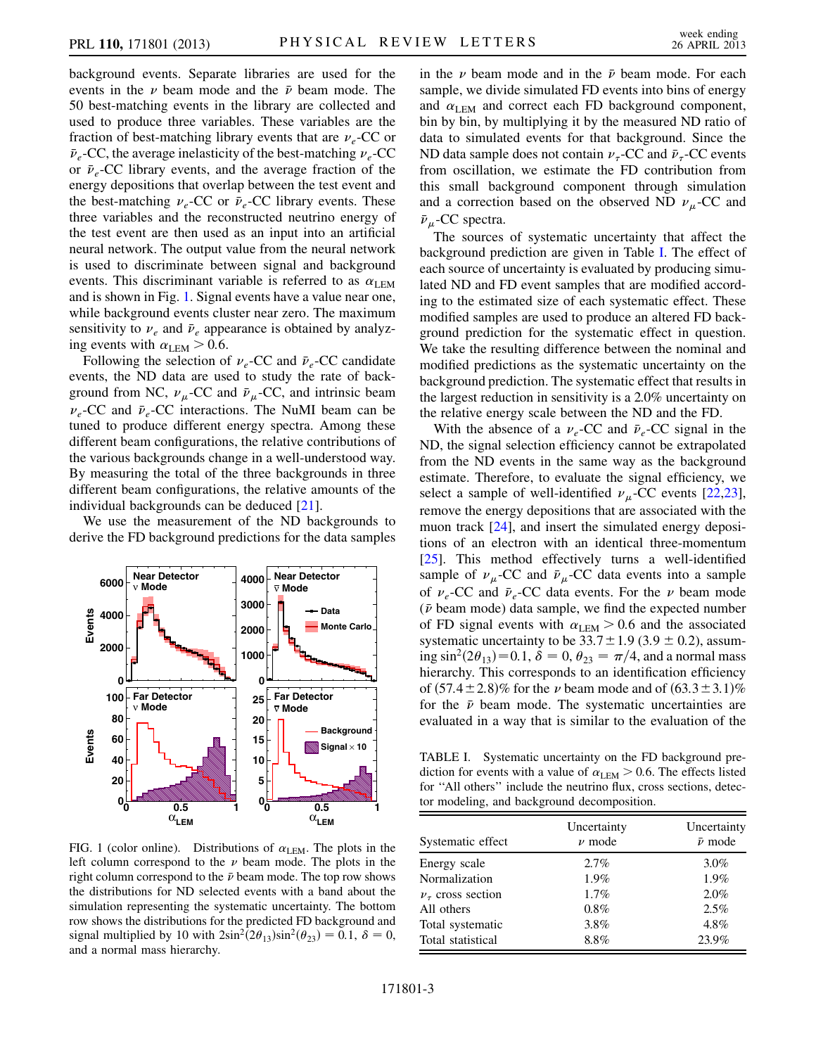background events. Separate libraries are used for the events in the $\nu$ beam mode and the $\bar{\nu}$ beam mode. The 50 best-matching events in the library are collected and used to produce three variables. These variables are the fraction of best-matching library events that are $\nu_e$-CC or $\bar{\nu}_e$-CC, the average inelasticity of the best-matching $\nu_e$-CC or $\bar{\nu}_e$-CC library events, and the average fraction of the energy depositions that overlap between the test event and the best-matching $\nu_e$-CC or $\bar{\nu}_e$-CC library events. These three variables and the reconstructed neutrino energy of the test event are then used as an input into an artificial neural network. The output value from the neural network is used to discriminate between signal and background events. This discriminant variable is referred to as $\alpha_{\rm LEM}$ and is shown in Fig. 1. Signal events have a value near one, while background events cluster near zero. The maximum sensitivity to $\nu_e$ and $\bar{\nu}_e$ appearance is obtained by analyzing events with $\alpha_{\rm LEM} > 0.6$.

Following the selection of $\nu_e$-CC and $\bar{\nu}_e$-CC candidate events, the ND data are used to study the rate of background from NC, $\nu_\mu$-CC and $\bar{\nu}_\mu$-CC, and intrinsic beam $\nu_e$-CC and $\bar{\nu}_e$-CC interactions. The NuMI beam can be tuned to produce different energy spectra. Among these different beam configurations, the relative contributions of the various backgrounds change in a well-understood way. By measuring the total of the three backgrounds in three different beam configurations, the relative amounts of the individual backgrounds can be deduced [21].

We use the measurement of the ND backgrounds to derive the FD background predictions for the data samples in the $\nu$ beam mode and in the $\bar{\nu}$ beam mode. For each sample, we divide simulated FD events into bins of energy and $\alpha_{\rm LEM}$ and correct each FD background component, bin by bin, by multiplying it by the measured ND ratio of data to simulated events for that background. Since the ND data sample does not contain $\nu_\tau$-CC and $\bar{\nu}_\tau$-CC events from oscillation, we estimate the FD contribution from this small background component through simulation and a correction based on the observed ND $\nu_\mu$-CC and $\bar{\nu}_\mu$-CC spectra.

The sources of systematic uncertainty that affect the background prediction are given in Table I. The effect of each source of uncertainty is evaluated by producing simulated ND and FD event samples that are modified according to the estimated size of each systematic effect. These modified samples are used to produce an altered FD background prediction for the systematic effect in question. We take the resulting difference between the nominal and modified predictions as the systematic uncertainty on the background prediction. The systematic effect that results in the largest reduction in sensitivity is a 2.0% uncertainty on the relative energy scale between the ND and the FD.

With the absence of a $\nu_e$-CC and $\bar{\nu}_e$-CC signal in the ND, the signal selection efficiency cannot be extrapolated from the ND events in the same way as the background estimate. Therefore, to evaluate the signal efficiency, we select a sample of well-identified $\nu_\mu$-CC events [22,23], remove the energy depositions that are associated with the muon track [24], and insert the simulated energy depositions of an electron with an identical three-momentum [25]. This method effectively turns a well-identified sample of $\nu_\mu$-CC and $\bar{\nu}_\mu$-CC data events into a sample of $\nu_e$-CC and $\bar{\nu}_e$-CC data events. For the $\nu$ beam mode ($\bar{\nu}$ beam mode) data sample, we find the expected number of FD signal events with $\alpha_{\rm LEM} > 0.6$ and the associated systematic uncertainty to be $33.7 \pm 1.9$ ($3.9 \pm 0.2$), assuming $\sin^2(2\theta_{13}) = 0.1$, $\delta = 0$, $\theta_{23} = \pi/4$, and a normal mass hierarchy. This corresponds to an identification efficiency of $(57.4 \pm 2.8)\%$ for the $\nu$ beam mode and of $(63.3 \pm 3.1)\%$ for the $\bar{\nu}$ beam mode. The systematic uncertainties are evaluated in a way that is similar to the evaluation of the

FIG. 1 (color online). Distributions of $\alpha_{\rm LEM}$. The plots in the left column correspond to the $\nu$ beam mode. The plots in the right column correspond to the $\bar{\nu}$ beam mode. The top row shows the distributions for ND selected events with a band about the simulation representing the systematic uncertainty. The bottom row shows the distributions for the predicted FD background and signal multiplied by 10 with $2\sin^2(2\theta_{13})\sin^2(\theta_{23}) = 0.1$, $\delta = 0$, and a normal mass hierarchy.

TABLE I. Systematic uncertainty on the FD background prediction for events with a value of $\alpha_{\rm LEM} > 0.6$. The effects listed for "All others" include the neutrino flux, cross sections, detector modeling, and background decomposition.

| Systematic effect | Uncertainty $\nu$ mode | Uncertainty $\bar{\nu}$ mode |
|---|---|---|
| Energy scale | 2.7% | 3.0% |
| Normalization | 1.9% | 1.9% |
| $\nu_\tau$ cross section | 1.7% | 2.0% |
| All others | 0.8% | 2.5% |
| Total systematic | 3.8% | 4.8% |
| Total statistical | 8.8% | 23.9% |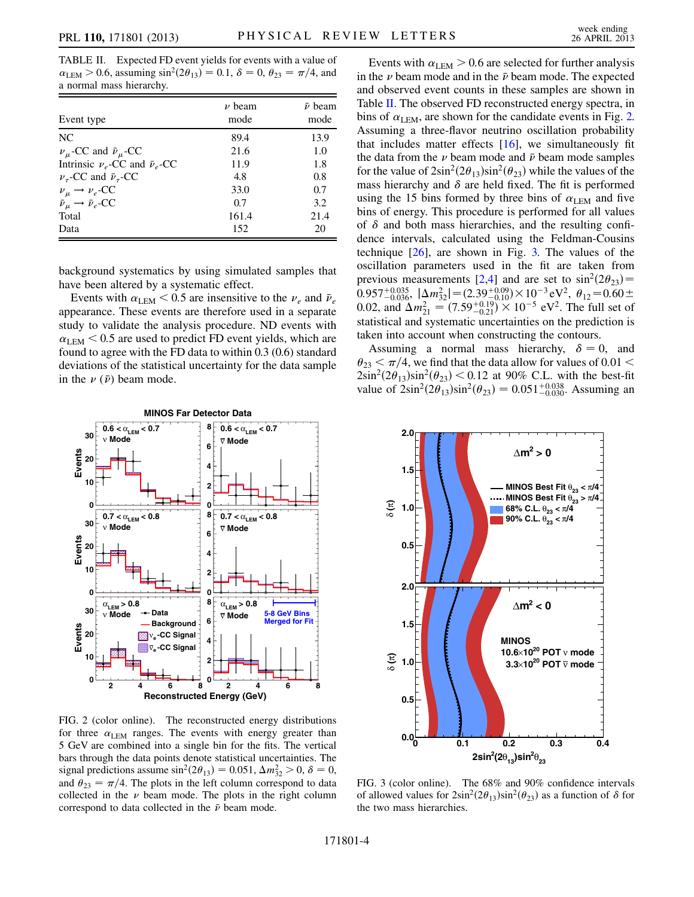TABLE II. Expected FD event yields for events with a value of $\alpha_{\rm LEM} > 0.6$, assuming $\sin^2(2\theta_{13}) = 0.1$, $\delta = 0$, $\theta_{23} = \pi/4$, and a normal mass hierarchy.

| Event type | $\nu$ beam mode | $\bar{\nu}$ beam mode |
|---|---|---|
| NC | 89.4 | 13.9 |
| $\nu_\mu$-CC and $\bar{\nu}_\mu$-CC | 21.6 | 1.0 |
| Intrinsic $\nu_e$-CC and $\bar{\nu}_e$-CC | 11.9 | 1.8 |
| $\nu_\tau$-CC and $\bar{\nu}_\tau$-CC | 4.8 | 0.8 |
| $\nu_\mu \to \nu_e$-CC | 33.0 | 0.7 |
| $\bar{\nu}_\mu \to \bar{\nu}_e$-CC | 0.7 | 3.2 |
| Total | 161.4 | 21.4 |
| Data | 152 | 20 |

background systematics by using simulated samples that have been altered by a systematic effect.

Events with $\alpha_{\rm LEM} < 0.5$ are insensitive to the $\nu_e$ and $\bar{\nu}_e$ appearance. These events are therefore used in a separate study to validate the analysis procedure. ND events with $\alpha_{\rm LEM} < 0.5$ are used to predict FD event yields, which are found to agree with the FD data to within 0.3 (0.6) standard deviations of the statistical uncertainty for the data sample in the $\nu$ ($\bar{\nu}$) beam mode.

Events with $\alpha_{\rm LEM} > 0.6$ are selected for further analysis in the $\nu$ beam mode and in the $\bar{\nu}$ beam mode. The expected and observed event counts in these samples are shown in Table II. The observed FD reconstructed energy spectra, in bins of $\alpha_{\rm LEM}$, are shown for the candidate events in Fig. 2. Assuming a three-flavor neutrino oscillation probability that includes matter effects [16], we simultaneously fit the data from the $\nu$ beam mode and $\bar{\nu}$ beam mode samples for the value of $2\sin^2(2\theta_{13})\sin^2(\theta_{23})$ while the values of the mass hierarchy and $\delta$ are held fixed. The fit is performed using the 15 bins formed by three bins of $\alpha_{\rm LEM}$ and five bins of energy. This procedure is performed for all values of $\delta$ and both mass hierarchies, and the resulting confidence intervals, calculated using the Feldman-Cousins technique [26], are shown in Fig. 3. The values of the oscillation parameters used in the fit are taken from previous measurements [2,4] and are set to $\sin^2(2\theta_{23}) = 0.957^{+0.035}_{-0.036}$, $|\Delta m^2_{32}| = (2.39^{+0.09}_{-0.10}) \times 10^{-3}\ \text{eV}^2$, $\theta_{12} = 0.60 \pm 0.02$, and $\Delta m^2_{21} = (7.59^{+0.19}_{-0.21}) \times 10^{-5}\ \text{eV}^2$. The full set of statistical and systematic uncertainties on the prediction is taken into account when constructing the contours.

Assuming a normal mass hierarchy, $\delta = 0$, and $\theta_{23} < \pi/4$, we find that the data allow for values of $0.01 < 2\sin^2(2\theta_{13})\sin^2(\theta_{23}) < 0.12$ at 90% C.L. with the best-fit value of $2\sin^2(2\theta_{13})\sin^2(\theta_{23}) = 0.051^{+0.038}_{-0.030}$. Assuming an

FIG. 2 (color online). The reconstructed energy distributions for three $\alpha_{\rm LEM}$ ranges. The events with energy greater than 5 GeV are combined into a single bin for the fits. The vertical bars through the data points denote statistical uncertainties. The signal predictions assume $\sin^2(2\theta_{13}) = 0.051$, $\Delta m^2_{32} > 0$, $\delta = 0$, and $\theta_{23} = \pi/4$. The plots in the left column correspond to data collected in the $\nu$ beam mode. The plots in the right column correspond to data collected in the $\bar{\nu}$ beam mode.

FIG. 3 (color online). The 68% and 90% confidence intervals of allowed values for $2\sin^2(2\theta_{13})\sin^2(\theta_{23})$ as a function of $\delta$ for the two mass hierarchies.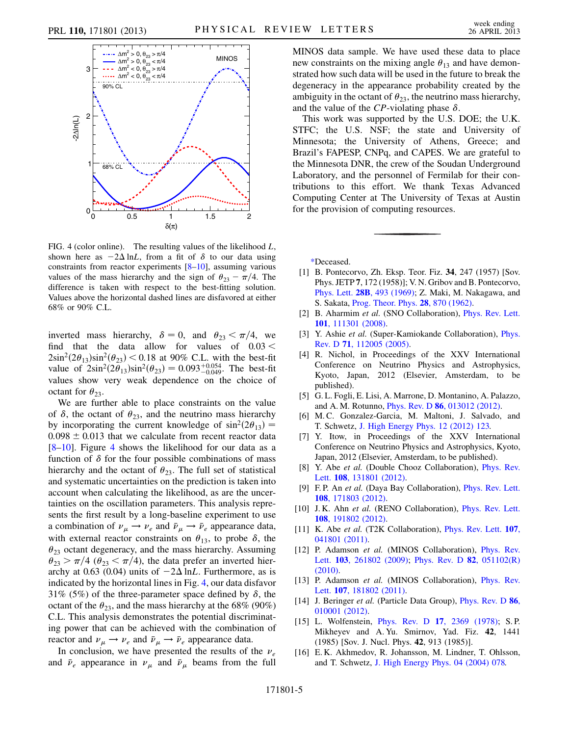FIG. 4 (color online). The resulting values of the likelihood $L$, shown here as $-2\Delta \ln L$, from a fit of $\delta$ to our data using constraints from reactor experiments [8–10], assuming various values of the mass hierarchy and the sign of $\theta_{23} - \pi/4$. The difference is taken with respect to the best-fitting solution. Values above the horizontal dashed lines are disfavored at either 68% or 90% C.L.

inverted mass hierarchy, $\delta = 0$, and $\theta_{23} < \pi/4$, we find that the data allow for values of $0.03 < 2\sin^2(2\theta_{13})\sin^2(\theta_{23}) < 0.18$ at 90% C.L. with the best-fit value of $2\sin^2(2\theta_{13})\sin^2(\theta_{23}) = 0.093^{+0.054}_{-0.049}$. The best-fit values show very weak dependence on the choice of octant for $\theta_{23}$.

We are further able to place constraints on the value of $\delta$, the octant of $\theta_{23}$, and the neutrino mass hierarchy by incorporating the current knowledge of $\sin^2(2\theta_{13}) = 0.098 \pm 0.013$ that we calculate from recent reactor data [8–10]. Figure 4 shows the likelihood for our data as a function of $\delta$ for the four possible combinations of mass hierarchy and the octant of $\theta_{23}$. The full set of statistical and systematic uncertainties on the prediction is taken into account when calculating the likelihood, as are the uncertainties on the oscillation parameters. This analysis represents the first result by a long-baseline experiment to use a combination of $\nu_\mu \to \nu_e$ and $\bar{\nu}_\mu \to \bar{\nu}_e$ appearance data, with external reactor constraints on $\theta_{13}$, to probe $\delta$, the $\theta_{23}$ octant degeneracy, and the mass hierarchy. Assuming $\theta_{23} > \pi/4$ ($\theta_{23} < \pi/4$), the data prefer an inverted hierarchy at 0.63 (0.04) units of $-2\Delta \ln L$. Furthermore, as is indicated by the horizontal lines in Fig. 4, our data disfavor 31% (5%) of the three-parameter space defined by $\delta$, the octant of the $\theta_{23}$, and the mass hierarchy at the 68% (90%) C.L. This analysis demonstrates the potential discriminating power that can be achieved with the combination of reactor and $\nu_\mu \to \nu_e$ and $\bar{\nu}_\mu \to \bar{\nu}_e$ appearance data.

In conclusion, we have presented the results of the $\nu_e$ and $\bar{\nu}_e$ appearance in $\nu_\mu$ and $\bar{\nu}_\mu$ beams from the full MINOS data sample. We have used these data to place new constraints on the mixing angle $\theta_{13}$ and have demonstrated how such data will be used in the future to break the degeneracy in the appearance probability created by the ambiguity in the octant of $\theta_{23}$, the neutrino mass hierarchy, and the value of the $CP$-violating phase $\delta$.

This work was supported by the U.S. DOE; the U.K. STFC; the U.S. NSF; the state and University of Minnesota; the University of Athens, Greece; and Brazil's FAPESP, CNPq, and CAPES. We are grateful to the Minnesota DNR, the crew of the Soudan Underground Laboratory, and the personnel of Fermilab for their contributions to this effort. We thank Texas Advanced Computing Center at The University of Texas at Austin for the provision of computing resources.

*Deceased.

[1] B. Pontecorvo, Zh. Eksp. Teor. Fiz. **34**, 247 (1957) [Sov. Phys. JETP **7**, 172 (1958)]; V. N. Gribov and B. Pontecorvo, Phys. Lett. **28B**, 493 (1969); Z. Maki, M. Nakagawa, and S. Sakata, Prog. Theor. Phys. **28**, 870 (1962).

[2] B. Aharmim *et al.* (SNO Collaboration), Phys. Rev. Lett. **101**, 111301 (2008).

[3] Y. Ashie *et al.* (Super-Kamiokande Collaboration), Phys. Rev. D **71**, 112005 (2005).

[4] R. Nichol, in Proceedings of the XXV International Conference on Neutrino Physics and Astrophysics, Kyoto, Japan, 2012 (Elsevier, Amsterdam, to be published).

[5] G. L. Fogli, E. Lisi, A. Marrone, D. Montanino, A. Palazzo, and A. M. Rotunno, Phys. Rev. D **86**, 013012 (2012).

[6] M. C. Gonzalez-Garcia, M. Maltoni, J. Salvado, and T. Schwetz, J. High Energy Phys. 12 (2012) 123.

[7] Y. Itow, in Proceedings of the XXV International Conference on Neutrino Physics and Astrophysics, Kyoto, Japan, 2012 (Elsevier, Amsterdam, to be published).

[8] Y. Abe *et al.* (Double Chooz Collaboration), Phys. Rev. Lett. **108**, 131801 (2012).

[9] F. P. An *et al.* (Daya Bay Collaboration), Phys. Rev. Lett. **108**, 171803 (2012).

[10] J. K. Ahn *et al.* (RENO Collaboration), Phys. Rev. Lett. **108**, 191802 (2012).

[11] K. Abe *et al.* (T2K Collaboration), Phys. Rev. Lett. **107**, 041801 (2011).

[12] P. Adamson *et al.* (MINOS Collaboration), Phys. Rev. Lett. **103**, 261802 (2009); Phys. Rev. D **82**, 051102(R) (2010).

[13] P. Adamson *et al.* (MINOS Collaboration), Phys. Rev. Lett. **107**, 181802 (2011).

[14] J. Beringer *et al.* (Particle Data Group), Phys. Rev. D **86**, 010001 (2012).

[15] L. Wolfenstein, Phys. Rev. D **17**, 2369 (1978); S. P. Mikheyev and A. Yu. Smirnov, Yad. Fiz. **42**, 1441 (1985) [Sov. J. Nucl. Phys. **42**, 913 (1985)].

[16] E. K. Akhmedov, R. Johansson, M. Lindner, T. Ohlsson, and T. Schwetz, J. High Energy Phys. 04 (2004) 078.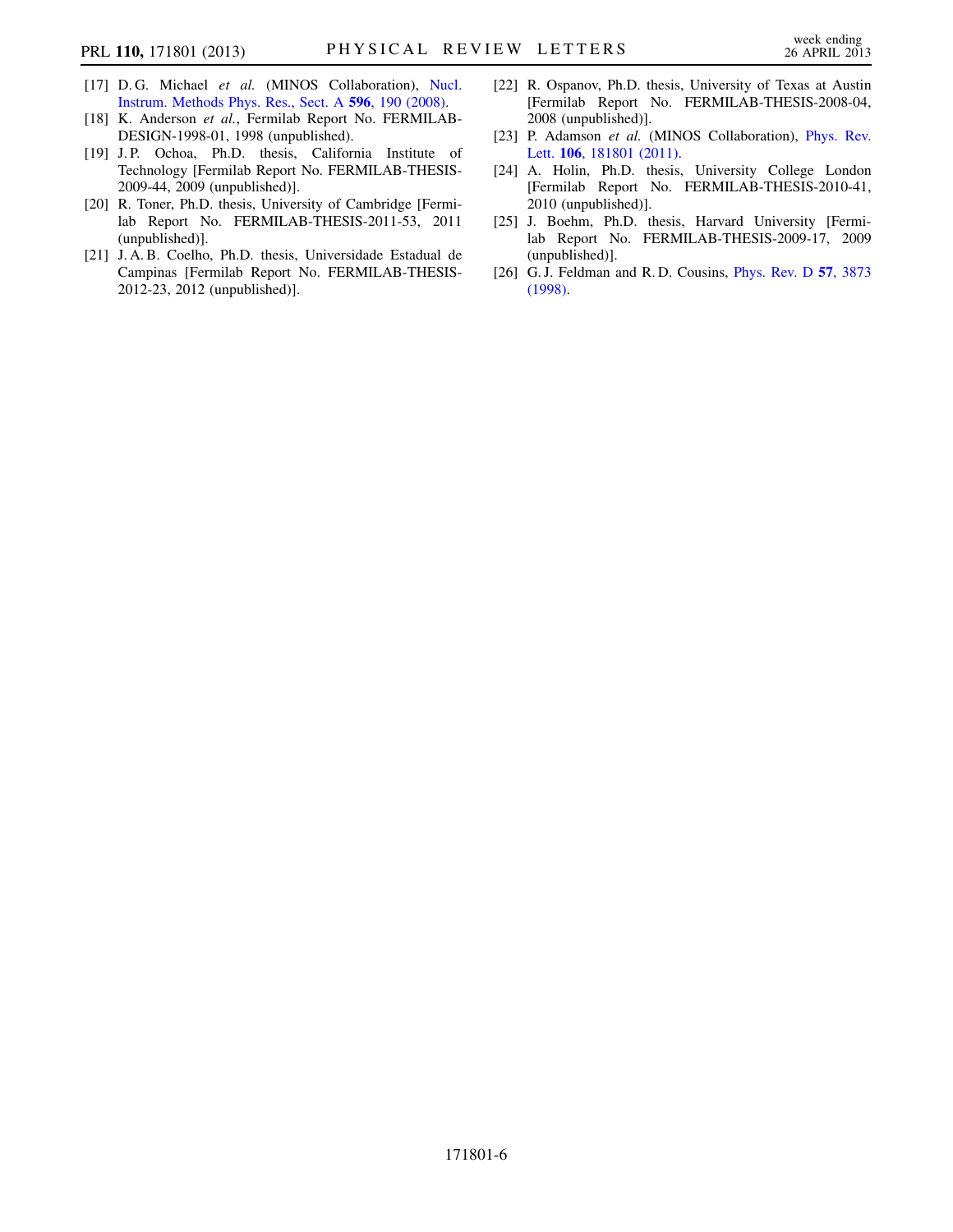[17] D. G. Michael *et al.* (MINOS Collaboration), Nucl. Instrum. Methods Phys. Res., Sect. A **596**, 190 (2008).

[18] K. Anderson *et al.*, Fermilab Report No. FERMILAB-DESIGN-1998-01, 1998 (unpublished).

[19] J. P. Ochoa, Ph.D. thesis, California Institute of Technology [Fermilab Report No. FERMILAB-THESIS-2009-44, 2009 (unpublished)].

[20] R. Toner, Ph.D. thesis, University of Cambridge [Fermilab Report No. FERMILAB-THESIS-2011-53, 2011 (unpublished)].

[21] J. A. B. Coelho, Ph.D. thesis, Universidade Estadual de Campinas [Fermilab Report No. FERMILAB-THESIS-2012-23, 2012 (unpublished)].

[22] R. Ospanov, Ph.D. thesis, University of Texas at Austin [Fermilab Report No. FERMILAB-THESIS-2008-04, 2008 (unpublished)].

[23] P. Adamson *et al.* (MINOS Collaboration), Phys. Rev. Lett. **106**, 181801 (2011).

[24] A. Holin, Ph.D. thesis, University College London [Fermilab Report No. FERMILAB-THESIS-2010-41, 2010 (unpublished)].

[25] J. Boehm, Ph.D. thesis, Harvard University [Fermilab Report No. FERMILAB-THESIS-2009-17, 2009 (unpublished)].

[26] G. J. Feldman and R. D. Cousins, Phys. Rev. D **57**, 3873 (1998).